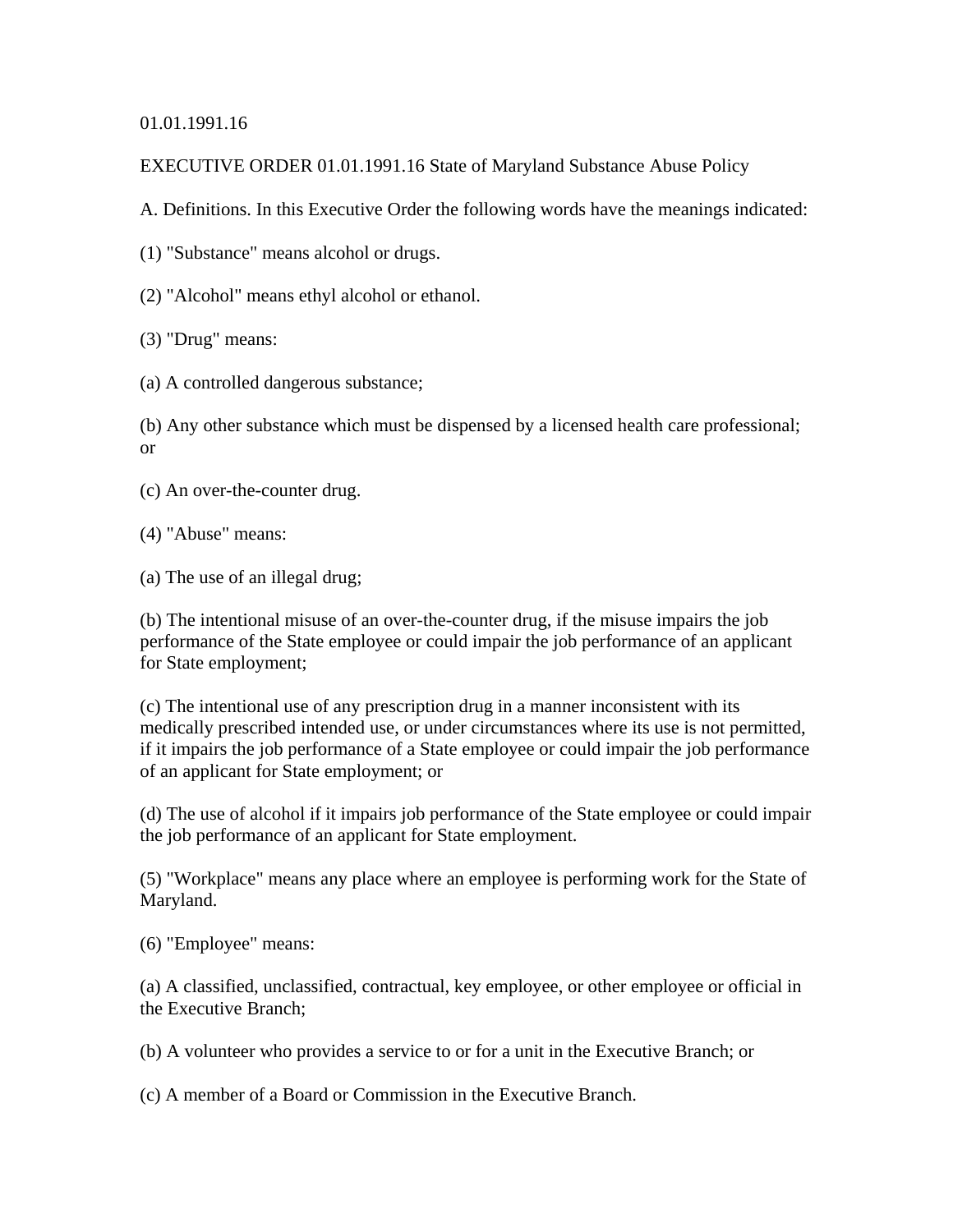01.01.1991.16

# EXECUTIVE ORDER 01.01.1991.16 State of Maryland Substance Abuse Policy

A. Definitions. In this Executive Order the following words have the meanings indicated:

(1) "Substance" means alcohol or drugs.

(2) "Alcohol" means ethyl alcohol or ethanol.

(3) "Drug" means:

(a) A controlled dangerous substance;

(b) Any other substance which must be dispensed by a licensed health care professional; or

(c) An over-the-counter drug.

(4) "Abuse" means:

(a) The use of an illegal drug;

(b) The intentional misuse of an over-the-counter drug, if the misuse impairs the job performance of the State employee or could impair the job performance of an applicant for State employment;

(c) The intentional use of any prescription drug in a manner inconsistent with its medically prescribed intended use, or under circumstances where its use is not permitted, if it impairs the job performance of a State employee or could impair the job performance of an applicant for State employment; or

(d) The use of alcohol if it impairs job performance of the State employee or could impair the job performance of an applicant for State employment.

(5) "Workplace" means any place where an employee is performing work for the State of Maryland.

(6) "Employee" means:

(a) A classified, unclassified, contractual, key employee, or other employee or official in the Executive Branch;

(b) A volunteer who provides a service to or for a unit in the Executive Branch; or

(c) A member of a Board or Commission in the Executive Branch.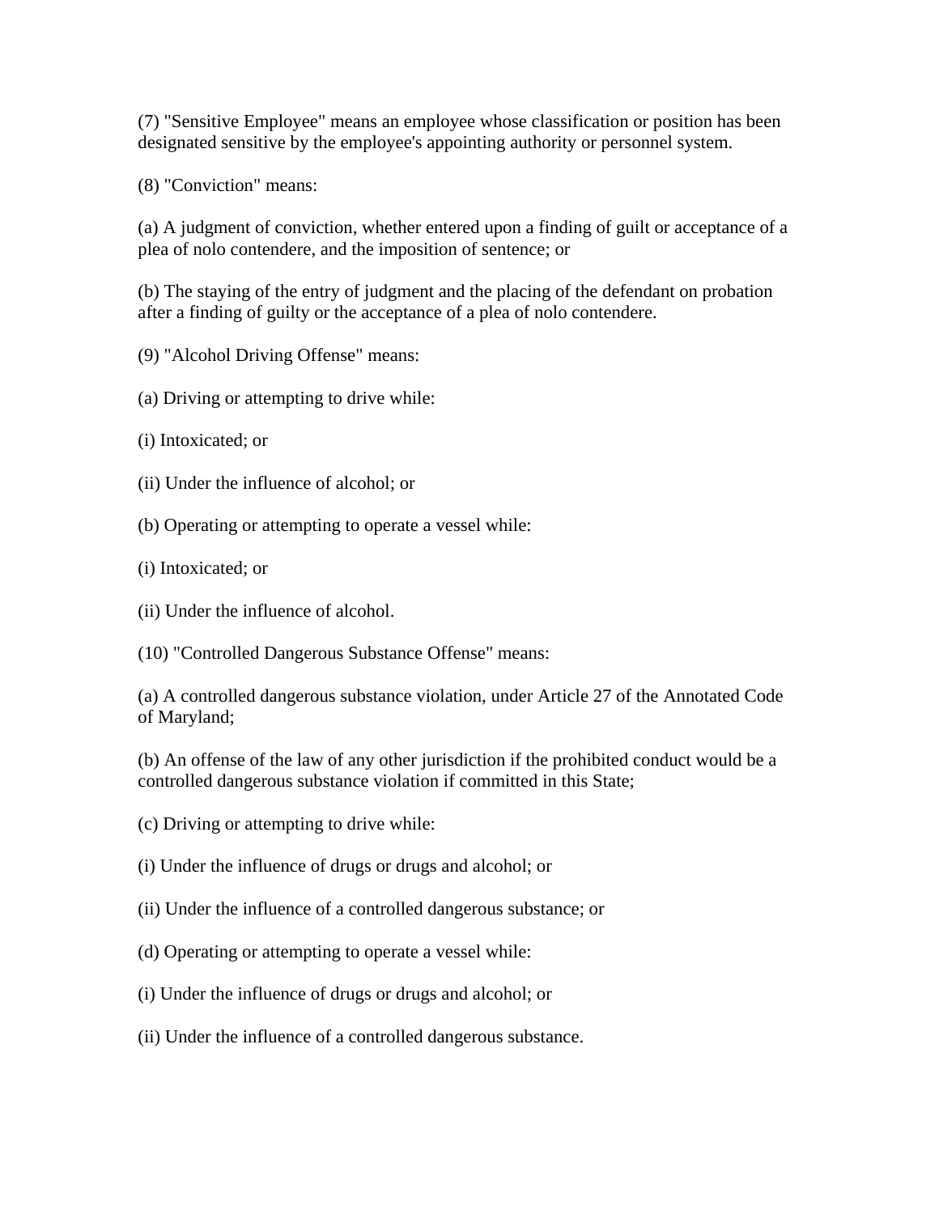(7) "Sensitive Employee" means an employee whose classification or position has been designated sensitive by the employee's appointing authority or personnel system.

(8) "Conviction" means:

(a) A judgment of conviction, whether entered upon a finding of guilt or acceptance of a plea of nolo contendere, and the imposition of sentence; or

(b) The staying of the entry of judgment and the placing of the defendant on probation after a finding of guilty or the acceptance of a plea of nolo contendere.

(9) "Alcohol Driving Offense" means:

(a) Driving or attempting to drive while:

(i) Intoxicated; or

(ii) Under the influence of alcohol; or

(b) Operating or attempting to operate a vessel while:

(i) Intoxicated; or

(ii) Under the influence of alcohol.

(10) "Controlled Dangerous Substance Offense" means:

(a) A controlled dangerous substance violation, under Article 27 of the Annotated Code of Maryland;

(b) An offense of the law of any other jurisdiction if the prohibited conduct would be a controlled dangerous substance violation if committed in this State;

(c) Driving or attempting to drive while:

(i) Under the influence of drugs or drugs and alcohol; or

(ii) Under the influence of a controlled dangerous substance; or

(d) Operating or attempting to operate a vessel while:

(i) Under the influence of drugs or drugs and alcohol; or

(ii) Under the influence of a controlled dangerous substance.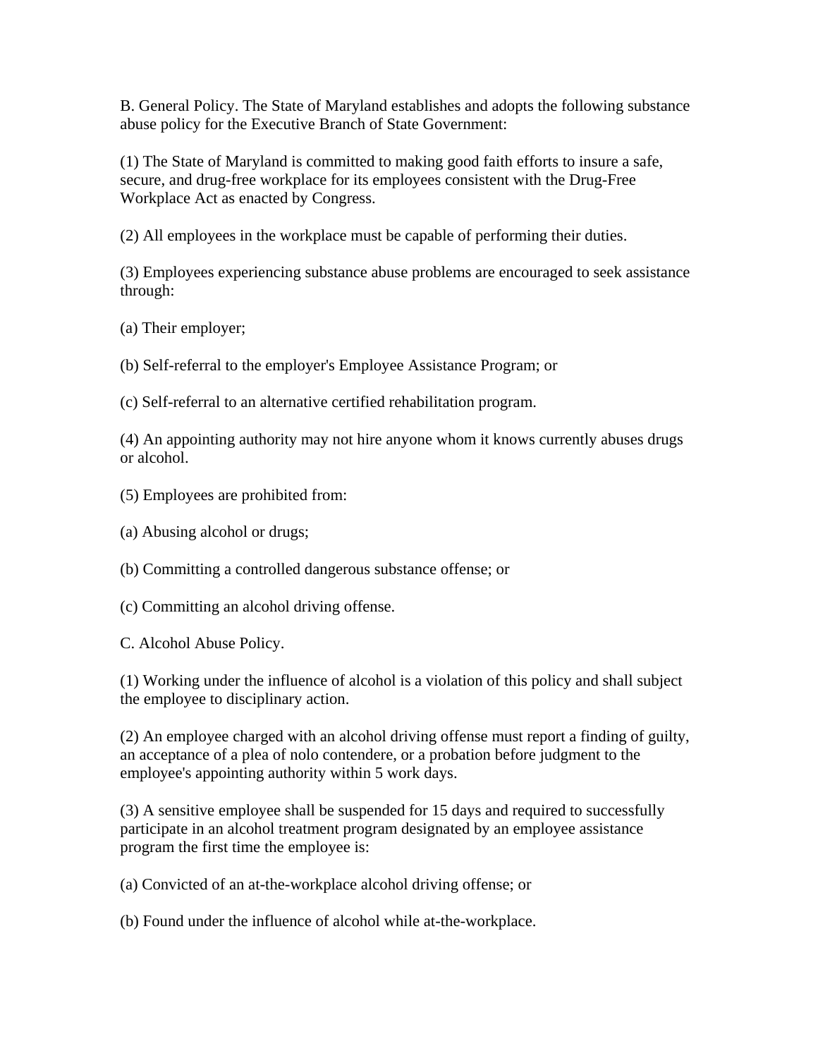B. General Policy. The State of Maryland establishes and adopts the following substance abuse policy for the Executive Branch of State Government:

(1) The State of Maryland is committed to making good faith efforts to insure a safe, secure, and drug-free workplace for its employees consistent with the Drug-Free Workplace Act as enacted by Congress.

(2) All employees in the workplace must be capable of performing their duties.

(3) Employees experiencing substance abuse problems are encouraged to seek assistance through:

(a) Their employer;

(b) Self-referral to the employer's Employee Assistance Program; or

(c) Self-referral to an alternative certified rehabilitation program.

(4) An appointing authority may not hire anyone whom it knows currently abuses drugs or alcohol.

(5) Employees are prohibited from:

(a) Abusing alcohol or drugs;

(b) Committing a controlled dangerous substance offense; or

(c) Committing an alcohol driving offense.

C. Alcohol Abuse Policy.

(1) Working under the influence of alcohol is a violation of this policy and shall subject the employee to disciplinary action.

(2) An employee charged with an alcohol driving offense must report a finding of guilty, an acceptance of a plea of nolo contendere, or a probation before judgment to the employee's appointing authority within 5 work days.

(3) A sensitive employee shall be suspended for 15 days and required to successfully participate in an alcohol treatment program designated by an employee assistance program the first time the employee is:

(a) Convicted of an at-the-workplace alcohol driving offense; or

(b) Found under the influence of alcohol while at-the-workplace.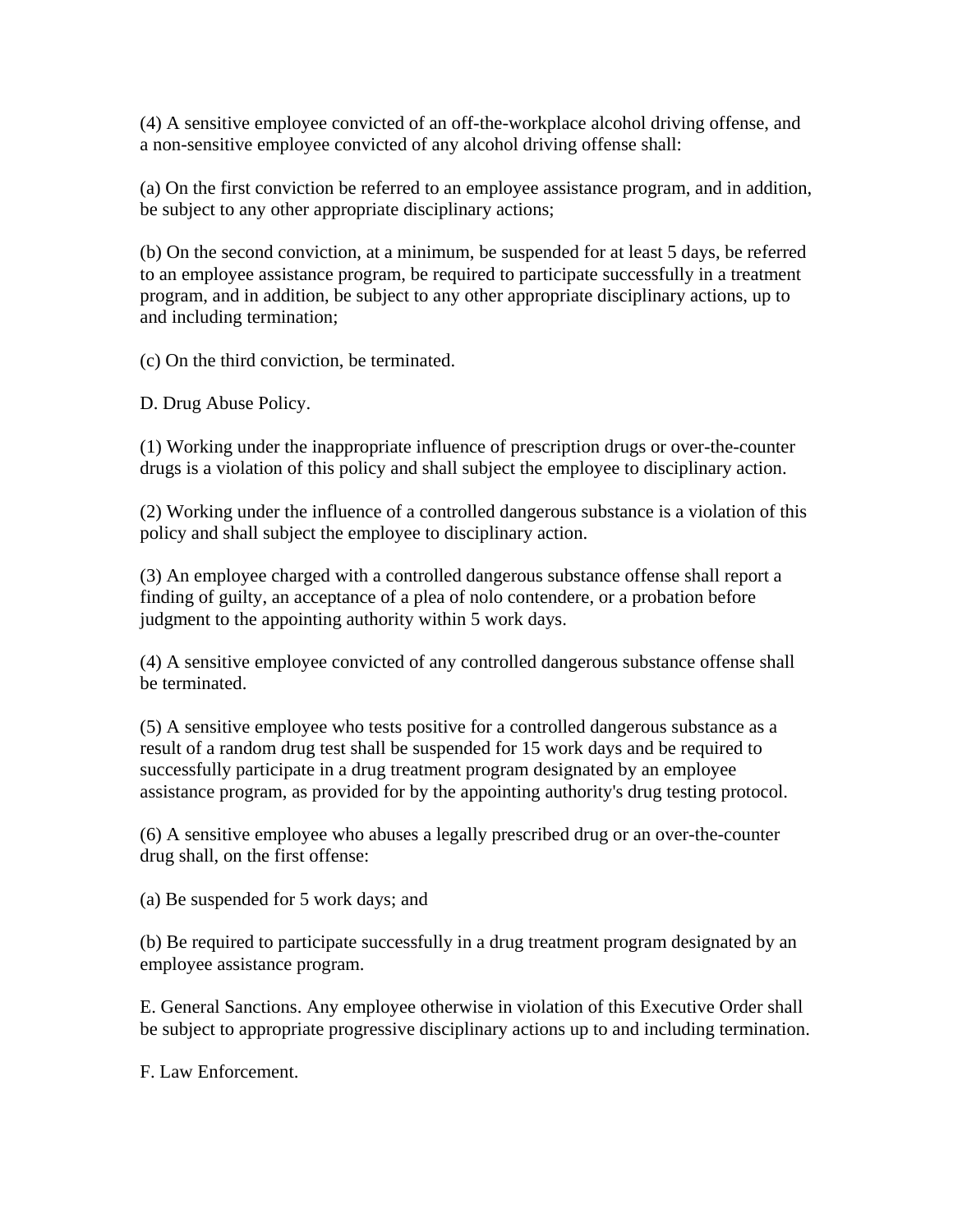(4) A sensitive employee convicted of an off-the-workplace alcohol driving offense, and a non-sensitive employee convicted of any alcohol driving offense shall:

(a) On the first conviction be referred to an employee assistance program, and in addition, be subject to any other appropriate disciplinary actions;

(b) On the second conviction, at a minimum, be suspended for at least 5 days, be referred to an employee assistance program, be required to participate successfully in a treatment program, and in addition, be subject to any other appropriate disciplinary actions, up to and including termination;

(c) On the third conviction, be terminated.

D. Drug Abuse Policy.

(1) Working under the inappropriate influence of prescription drugs or over-the-counter drugs is a violation of this policy and shall subject the employee to disciplinary action.

(2) Working under the influence of a controlled dangerous substance is a violation of this policy and shall subject the employee to disciplinary action.

(3) An employee charged with a controlled dangerous substance offense shall report a finding of guilty, an acceptance of a plea of nolo contendere, or a probation before judgment to the appointing authority within 5 work days.

(4) A sensitive employee convicted of any controlled dangerous substance offense shall be terminated.

(5) A sensitive employee who tests positive for a controlled dangerous substance as a result of a random drug test shall be suspended for 15 work days and be required to successfully participate in a drug treatment program designated by an employee assistance program, as provided for by the appointing authority's drug testing protocol.

(6) A sensitive employee who abuses a legally prescribed drug or an over-the-counter drug shall, on the first offense:

(a) Be suspended for 5 work days; and

(b) Be required to participate successfully in a drug treatment program designated by an employee assistance program.

E. General Sanctions. Any employee otherwise in violation of this Executive Order shall be subject to appropriate progressive disciplinary actions up to and including termination.

F. Law Enforcement.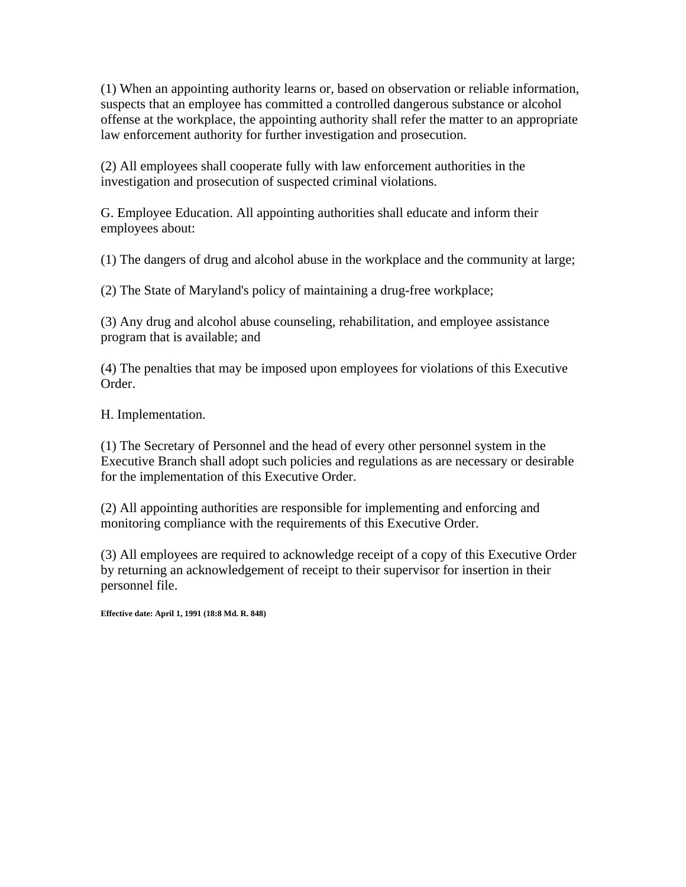(1) When an appointing authority learns or, based on observation or reliable information, suspects that an employee has committed a controlled dangerous substance or alcohol offense at the workplace, the appointing authority shall refer the matter to an appropriate law enforcement authority for further investigation and prosecution.

(2) All employees shall cooperate fully with law enforcement authorities in the investigation and prosecution of suspected criminal violations.

G. Employee Education. All appointing authorities shall educate and inform their employees about:

(1) The dangers of drug and alcohol abuse in the workplace and the community at large;

(2) The State of Maryland's policy of maintaining a drug-free workplace;

(3) Any drug and alcohol abuse counseling, rehabilitation, and employee assistance program that is available; and

(4) The penalties that may be imposed upon employees for violations of this Executive Order.

H. Implementation.

(1) The Secretary of Personnel and the head of every other personnel system in the Executive Branch shall adopt such policies and regulations as are necessary or desirable for the implementation of this Executive Order.

(2) All appointing authorities are responsible for implementing and enforcing and monitoring compliance with the requirements of this Executive Order.

(3) All employees are required to acknowledge receipt of a copy of this Executive Order by returning an acknowledgement of receipt to their supervisor for insertion in their personnel file.

**Effective date: April 1, 1991 (18:8 Md. R. 848)**